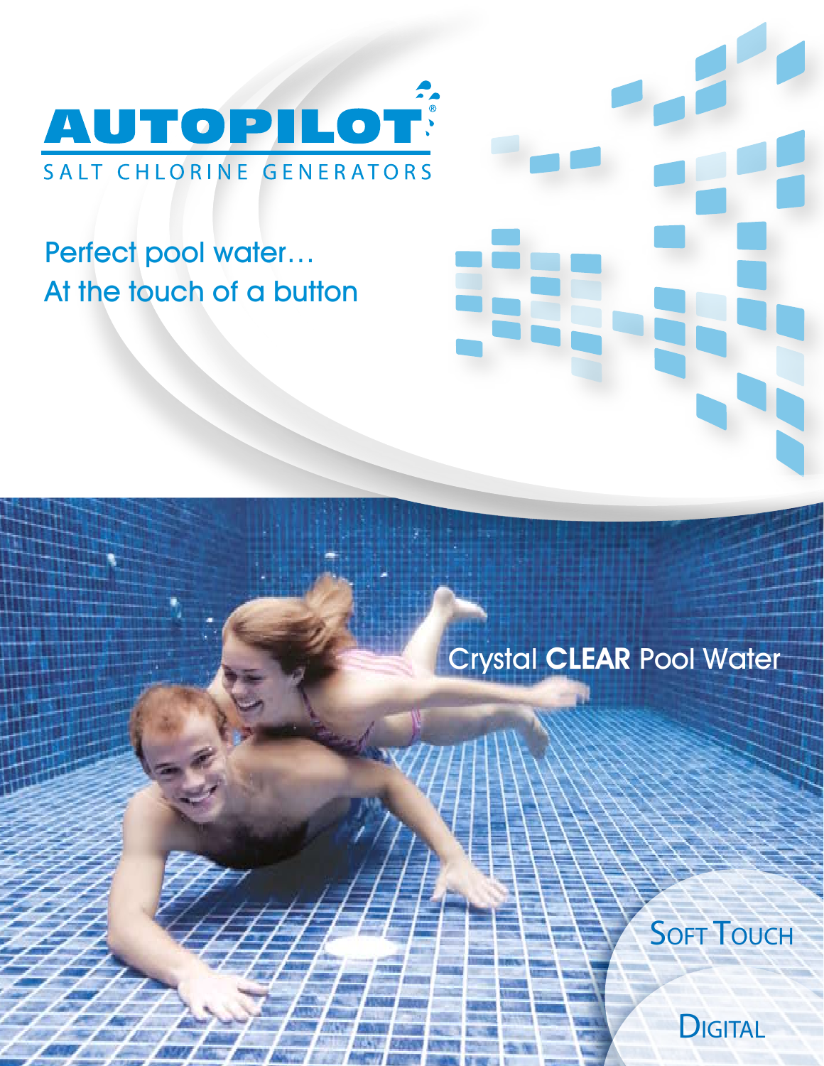# AUTOPILOT®

SALT CHLORINE GENERATORS

Perfect pool water…
At the touch of a button

Crystal **CLEAR** Pool Water

SOFT TOUCH

DIGITAL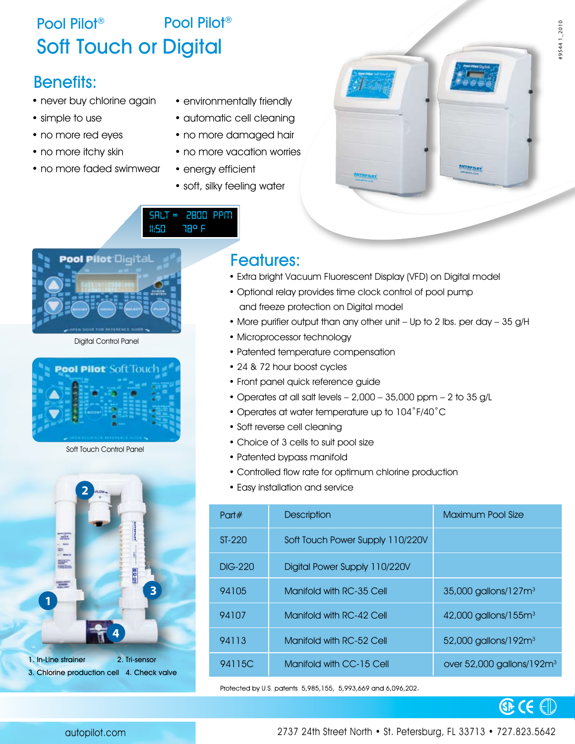# Pool Pilot® Soft Touch or Digital

Pool Pilot®

## Benefits:

- never buy chlorine again
- simple to use
- no more red eyes
- no more itchy skin
- no more faded swimwear
- environmentally friendly
- automatic cell cleaning
- no more damaged hair
- no more vacation worries
- energy efficient
- soft, silky feeling water

SALT = 2800 PPM
11:50 78° F

Digital Control Panel

Soft Touch Control Panel

1. In-Line strainer
2. Tri-sensor
3. Chlorine production cell
4. Check valve

## Features:

- Extra bright Vacuum Fluorescent Display (VFD) on Digital model
- Optional relay provides time clock control of pool pump and freeze protection on Digital model
- More purifier output than any other unit – Up to 2 lbs. per day – 35 g/H
- Microprocessor technology
- Patented temperature compensation
- 24 & 72 hour boost cycles
- Front panel quick reference guide
- Operates at all salt levels – 2,000 – 35,000 ppm – 2 to 35 g/L
- Operates at water temperature up to 104˚F/40˚C
- Soft reverse cell cleaning
- Choice of 3 cells to suit pool size
- Patented bypass manifold
- Controlled flow rate for optimum chlorine production
- Easy installation and service

| Part# | Description | Maximum Pool Size |
|---|---|---|
| ST-220 | Soft Touch Power Supply 110/220V | |
| DIG-220 | Digital Power Supply 110/220V | |
| 94105 | Manifold with RC-35 Cell | 35,000 gallons/127m³ |
| 94107 | Manifold with RC-42 Cell | 42,000 gallons/155m³ |
| 94113 | Manifold with RC-52 Cell | 52,000 gallons/192m³ |
| 94115C | Manifold with CC-15 Cell | over 52,000 gallons/192m³ |

Protected by U.S. patents 5,985,155, 5,993,669 and 6,096,202.

#9544 1_2010

autopilot.com

2737 24th Street North • St. Petersburg, FL 33713 • 727.823.5642